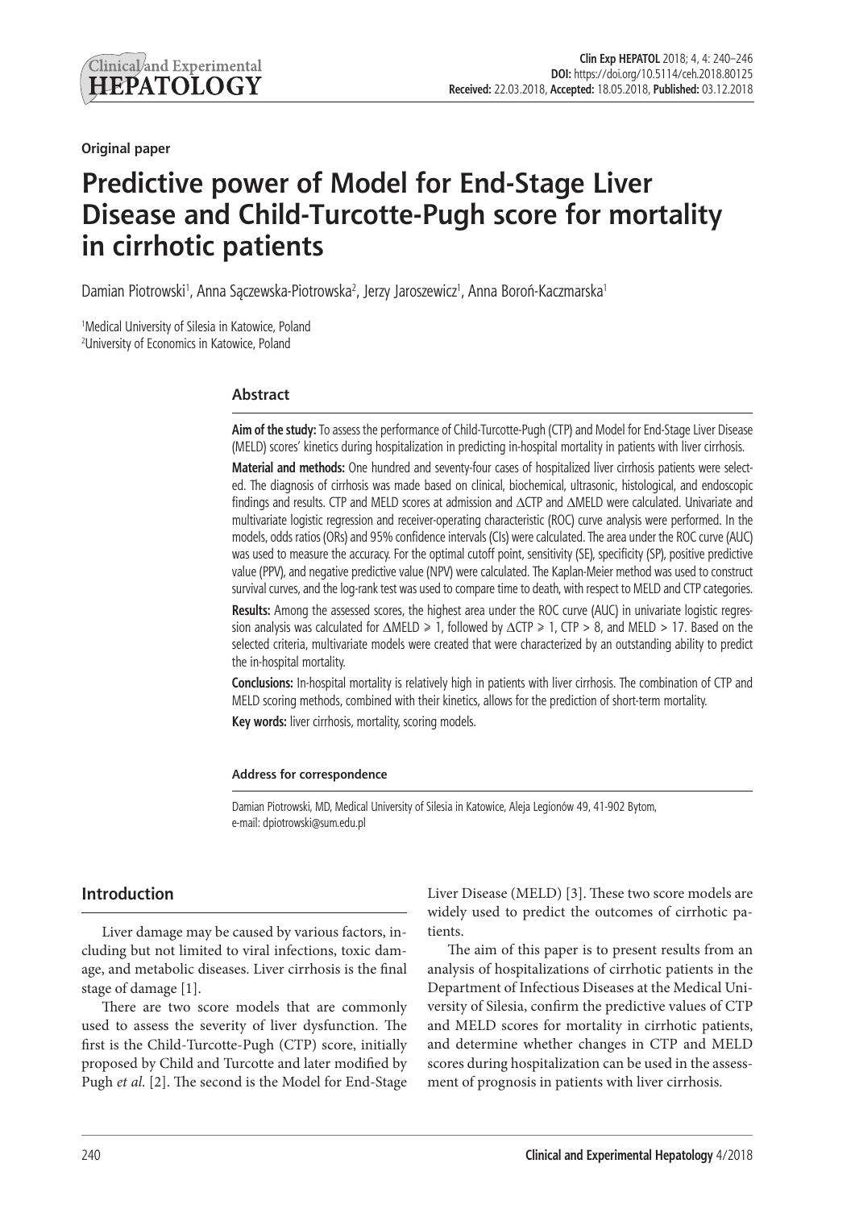Original paper

# Predictive power of Model for End-Stage Liver Disease and Child-Turcotte-Pugh score for mortality in cirrhotic patients

Damian Piotrowski[1], Anna Sączewska-Piotrowska[2], Jerzy Jaroszewicz[1], Anna Boroń-Kaczmarska[1]

[1]Medical University of Silesia in Katowice, Poland
[2]University of Economics in Katowice, Poland

## Abstract

**Aim of the study:** To assess the performance of Child-Turcotte-Pugh (CTP) and Model for End-Stage Liver Disease (MELD) scores' kinetics during hospitalization in predicting in-hospital mortality in patients with liver cirrhosis.

**Material and methods:** One hundred and seventy-four cases of hospitalized liver cirrhosis patients were selected. The diagnosis of cirrhosis was made based on clinical, biochemical, ultrasonic, histological, and endoscopic findings and results. CTP and MELD scores at admission and ΔCTP and ΔMELD were calculated. Univariate and multivariate logistic regression and receiver-operating characteristic (ROC) curve analysis were performed. In the models, odds ratios (ORs) and 95% confidence intervals (CIs) were calculated. The area under the ROC curve (AUC) was used to measure the accuracy. For the optimal cutoff point, sensitivity (SE), specificity (SP), positive predictive value (PPV), and negative predictive value (NPV) were calculated. The Kaplan-Meier method was used to construct survival curves, and the log-rank test was used to compare time to death, with respect to MELD and CTP categories.

**Results:** Among the assessed scores, the highest area under the ROC curve (AUC) in univariate logistic regression analysis was calculated for ΔMELD ⩾ 1, followed by ΔCTP ⩾ 1, CTP > 8, and MELD > 17. Based on the selected criteria, multivariate models were created that were characterized by an outstanding ability to predict the in-hospital mortality.

**Conclusions:** In-hospital mortality is relatively high in patients with liver cirrhosis. The combination of CTP and MELD scoring methods, combined with their kinetics, allows for the prediction of short-term mortality.

**Key words:** liver cirrhosis, mortality, scoring models.

**Address for correspondence**

Damian Piotrowski, MD, Medical University of Silesia in Katowice, Aleja Legionów 49, 41-902 Bytom, e-mail: dpiotrowski@sum.edu.pl

## Introduction

Liver damage may be caused by various factors, including but not limited to viral infections, toxic damage, and metabolic diseases. Liver cirrhosis is the final stage of damage [1].

There are two score models that are commonly used to assess the severity of liver dysfunction. The first is the Child-Turcotte-Pugh (CTP) score, initially proposed by Child and Turcotte and later modified by Pugh *et al*. [2]. The second is the Model for End-Stage Liver Disease (MELD) [3]. These two score models are widely used to predict the outcomes of cirrhotic patients.

The aim of this paper is to present results from an analysis of hospitalizations of cirrhotic patients in the Department of Infectious Diseases at the Medical University of Silesia, confirm the predictive values of CTP and MELD scores for mortality in cirrhotic patients, and determine whether changes in CTP and MELD scores during hospitalization can be used in the assessment of prognosis in patients with liver cirrhosis.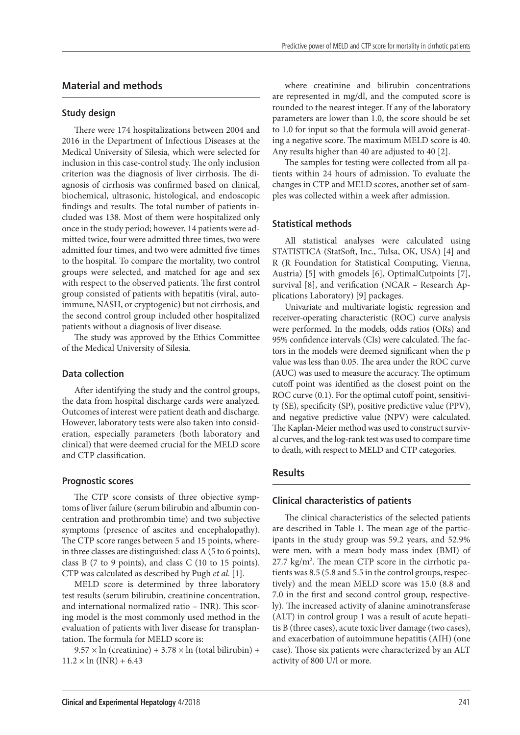## Material and methods

### Study design

There were 174 hospitalizations between 2004 and 2016 in the Department of Infectious Diseases at the Medical University of Silesia, which were selected for inclusion in this case-control study. The only inclusion criterion was the diagnosis of liver cirrhosis. The diagnosis of cirrhosis was confirmed based on clinical, biochemical, ultrasonic, histological, and endoscopic findings and results. The total number of patients included was 138. Most of them were hospitalized only once in the study period; however, 14 patients were admitted twice, four were admitted three times, two were admitted four times, and two were admitted five times to the hospital. To compare the mortality, two control groups were selected, and matched for age and sex with respect to the observed patients. The first control group consisted of patients with hepatitis (viral, autoimmune, NASH, or cryptogenic) but not cirrhosis, and the second control group included other hospitalized patients without a diagnosis of liver disease.

The study was approved by the Ethics Committee of the Medical University of Silesia.

### Data collection

After identifying the study and the control groups, the data from hospital discharge cards were analyzed. Outcomes of interest were patient death and discharge. However, laboratory tests were also taken into consideration, especially parameters (both laboratory and clinical) that were deemed crucial for the MELD score and CTP classification.

### Prognostic scores

The CTP score consists of three objective symptoms of liver failure (serum bilirubin and albumin concentration and prothrombin time) and two subjective symptoms (presence of ascites and encephalopathy). The CTP score ranges between 5 and 15 points, wherein three classes are distinguished: class A (5 to 6 points), class B (7 to 9 points), and class C (10 to 15 points). CTP was calculated as described by Pugh *et al*. [1].

MELD score is determined by three laboratory test results (serum bilirubin, creatinine concentration, and international normalized ratio – INR). This scoring model is the most commonly used method in the evaluation of patients with liver disease for transplantation. The formula for MELD score is:

$$9.57 \times \ln(\text{creatinine}) + 3.78 \times \ln(\text{total bilirubin}) + 11.2 \times \ln(\text{INR}) + 6.43$$

where creatinine and bilirubin concentrations are represented in mg/dl, and the computed score is rounded to the nearest integer. If any of the laboratory parameters are lower than 1.0, the score should be set to 1.0 for input so that the formula will avoid generating a negative score. The maximum MELD score is 40. Any results higher than 40 are adjusted to 40 [2].

The samples for testing were collected from all patients within 24 hours of admission. To evaluate the changes in CTP and MELD scores, another set of samples was collected within a week after admission.

### Statistical methods

All statistical analyses were calculated using STATISTICA (StatSoft, Inc., Tulsa, OK, USA) [4] and R (R Foundation for Statistical Computing, Vienna, Austria) [5] with gmodels [6], OptimalCutpoints [7], survival [8], and verification (NCAR – Research Applications Laboratory) [9] packages.

Univariate and multivariate logistic regression and receiver-operating characteristic (ROC) curve analysis were performed. In the models, odds ratios (ORs) and 95% confidence intervals (CIs) were calculated. The factors in the models were deemed significant when the p value was less than 0.05. The area under the ROC curve (AUC) was used to measure the accuracy. The optimum cutoff point was identified as the closest point on the ROC curve (0.1). For the optimal cutoff point, sensitivity (SE), specificity (SP), positive predictive value (PPV), and negative predictive value (NPV) were calculated. The Kaplan-Meier method was used to construct survival curves, and the log-rank test was used to compare time to death, with respect to MELD and CTP categories.

## Results

### Clinical characteristics of patients

The clinical characteristics of the selected patients are described in Table 1. The mean age of the participants in the study group was 59.2 years, and 52.9% were men, with a mean body mass index (BMI) of 27.7 kg/m$^2$. The mean CTP score in the cirrhotic patients was 8.5 (5.8 and 5.5 in the control groups, respectively) and the mean MELD score was 15.0 (8.8 and 7.0 in the first and second control group, respectively). The increased activity of alanine aminotransferase (ALT) in control group 1 was a result of acute hepatitis B (three cases), acute toxic liver damage (two cases), and exacerbation of autoimmune hepatitis (AIH) (one case). Those six patients were characterized by an ALT activity of 800 U/l or more.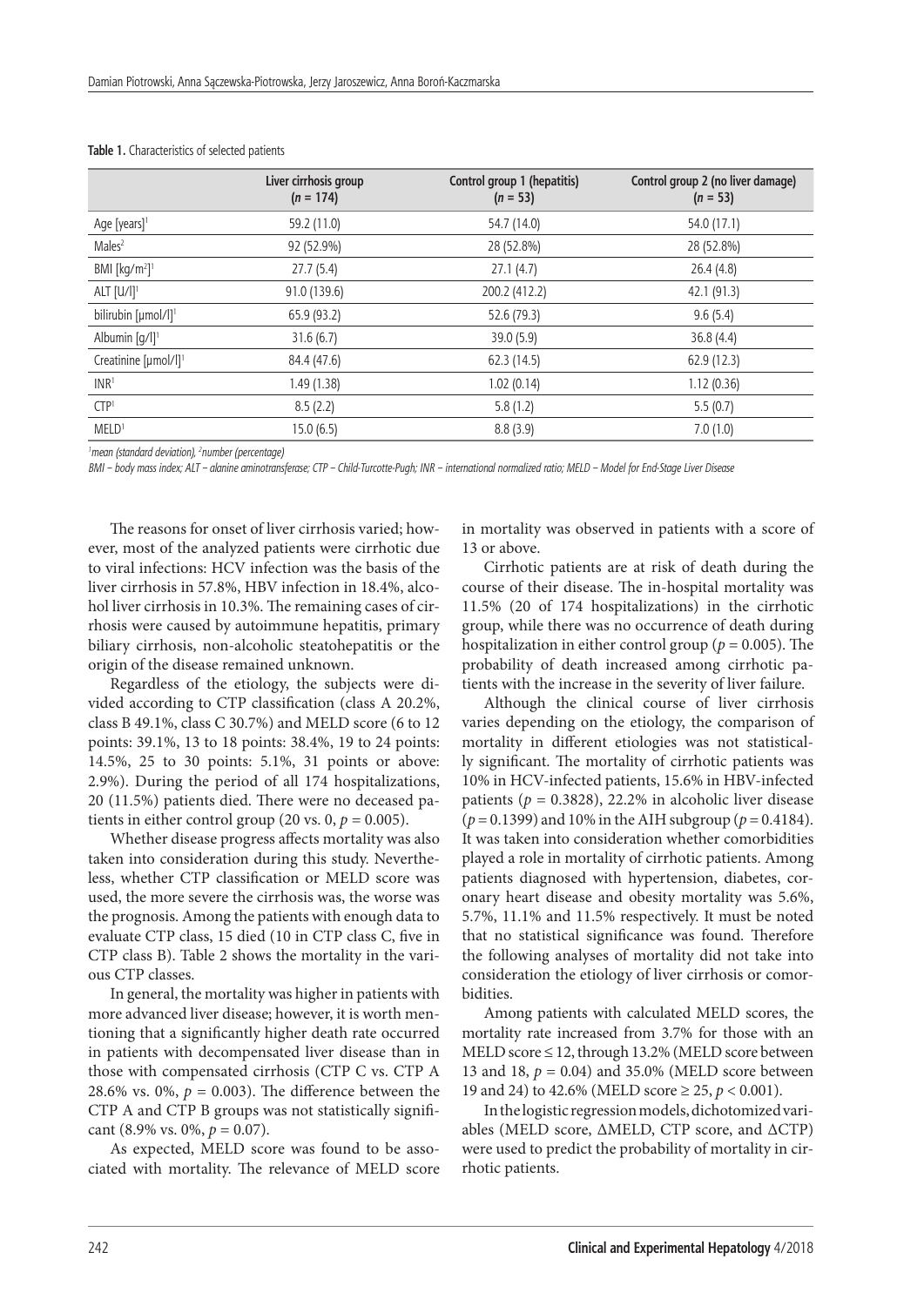**Table 1.** Characteristics of selected patients

| | Liver cirrhosis group ($n$ = 174) | Control group 1 (hepatitis) ($n$ = 53) | Control group 2 (no liver damage) ($n$ = 53) |
|---|---|---|---|
| Age [years][1] | 59.2 (11.0) | 54.7 (14.0) | 54.0 (17.1) |
| Males[2] | 92 (52.9%) | 28 (52.8%) | 28 (52.8%) |
| BMI [kg/m$^2$][1] | 27.7 (5.4) | 27.1 (4.7) | 26.4 (4.8) |
| ALT [U/l][1] | 91.0 (139.6) | 200.2 (412.2) | 42.1 (91.3) |
| bilirubin [μmol/l][1] | 65.9 (93.2) | 52.6 (79.3) | 9.6 (5.4) |
| Albumin [g/l][1] | 31.6 (6.7) | 39.0 (5.9) | 36.8 (4.4) |
| Creatinine [μmol/l][1] | 84.4 (47.6) | 62.3 (14.5) | 62.9 (12.3) |
| INR[1] | 1.49 (1.38) | 1.02 (0.14) | 1.12 (0.36) |
| CTP[1] | 8.5 (2.2) | 5.8 (1.2) | 5.5 (0.7) |
| MELD[1] | 15.0 (6.5) | 8.8 (3.9) | 7.0 (1.0) |

*[1]mean (standard deviation), [2]number (percentage)*

*BMI – body mass index; ALT – alanine aminotransferase; CTP – Child-Turcotte-Pugh; INR – international normalized ratio; MELD – Model for End-Stage Liver Disease*

The reasons for onset of liver cirrhosis varied; however, most of the analyzed patients were cirrhotic due to viral infections: HCV infection was the basis of the liver cirrhosis in 57.8%, HBV infection in 18.4%, alcohol liver cirrhosis in 10.3%. The remaining cases of cirrhosis were caused by autoimmune hepatitis, primary biliary cirrhosis, non-alcoholic steatohepatitis or the origin of the disease remained unknown.

Regardless of the etiology, the subjects were divided according to CTP classification (class A 20.2%, class B 49.1%, class C 30.7%) and MELD score (6 to 12 points: 39.1%, 13 to 18 points: 38.4%, 19 to 24 points: 14.5%, 25 to 30 points: 5.1%, 31 points or above: 2.9%). During the period of all 174 hospitalizations, 20 (11.5%) patients died. There were no deceased patients in either control group (20 vs. 0, $p$ = 0.005).

Whether disease progress affects mortality was also taken into consideration during this study. Nevertheless, whether CTP classification or MELD score was used, the more severe the cirrhosis was, the worse was the prognosis. Among the patients with enough data to evaluate CTP class, 15 died (10 in CTP class C, five in CTP class B). Table 2 shows the mortality in the various CTP classes.

In general, the mortality was higher in patients with more advanced liver disease; however, it is worth mentioning that a significantly higher death rate occurred in patients with decompensated liver disease than in those with compensated cirrhosis (CTP C vs. CTP A 28.6% vs. 0%, $p$ = 0.003). The difference between the CTP A and CTP B groups was not statistically significant (8.9% vs. 0%, $p$ = 0.07).

As expected, MELD score was found to be associated with mortality. The relevance of MELD score in mortality was observed in patients with a score of 13 or above.

Cirrhotic patients are at risk of death during the course of their disease. The in-hospital mortality was 11.5% (20 of 174 hospitalizations) in the cirrhotic group, while there was no occurrence of death during hospitalization in either control group ($p$ = 0.005). The probability of death increased among cirrhotic patients with the increase in the severity of liver failure.

Although the clinical course of liver cirrhosis varies depending on the etiology, the comparison of mortality in different etiologies was not statistically significant. The mortality of cirrhotic patients was 10% in HCV-infected patients, 15.6% in HBV-infected patients ($p$ = 0.3828), 22.2% in alcoholic liver disease ($p$ = 0.1399) and 10% in the AIH subgroup ($p$ = 0.4184). It was taken into consideration whether comorbidities played a role in mortality of cirrhotic patients. Among patients diagnosed with hypertension, diabetes, coronary heart disease and obesity mortality was 5.6%, 5.7%, 11.1% and 11.5% respectively. It must be noted that no statistical significance was found. Therefore the following analyses of mortality did not take into consideration the etiology of liver cirrhosis or comorbidities.

Among patients with calculated MELD scores, the mortality rate increased from 3.7% for those with an MELD score ≤ 12, through 13.2% (MELD score between 13 and 18, $p$ = 0.04) and 35.0% (MELD score between 19 and 24) to 42.6% (MELD score ≥ 25, $p$ < 0.001).

In the logistic regression models, dichotomized variables (MELD score, ΔMELD, CTP score, and ΔCTP) were used to predict the probability of mortality in cirrhotic patients.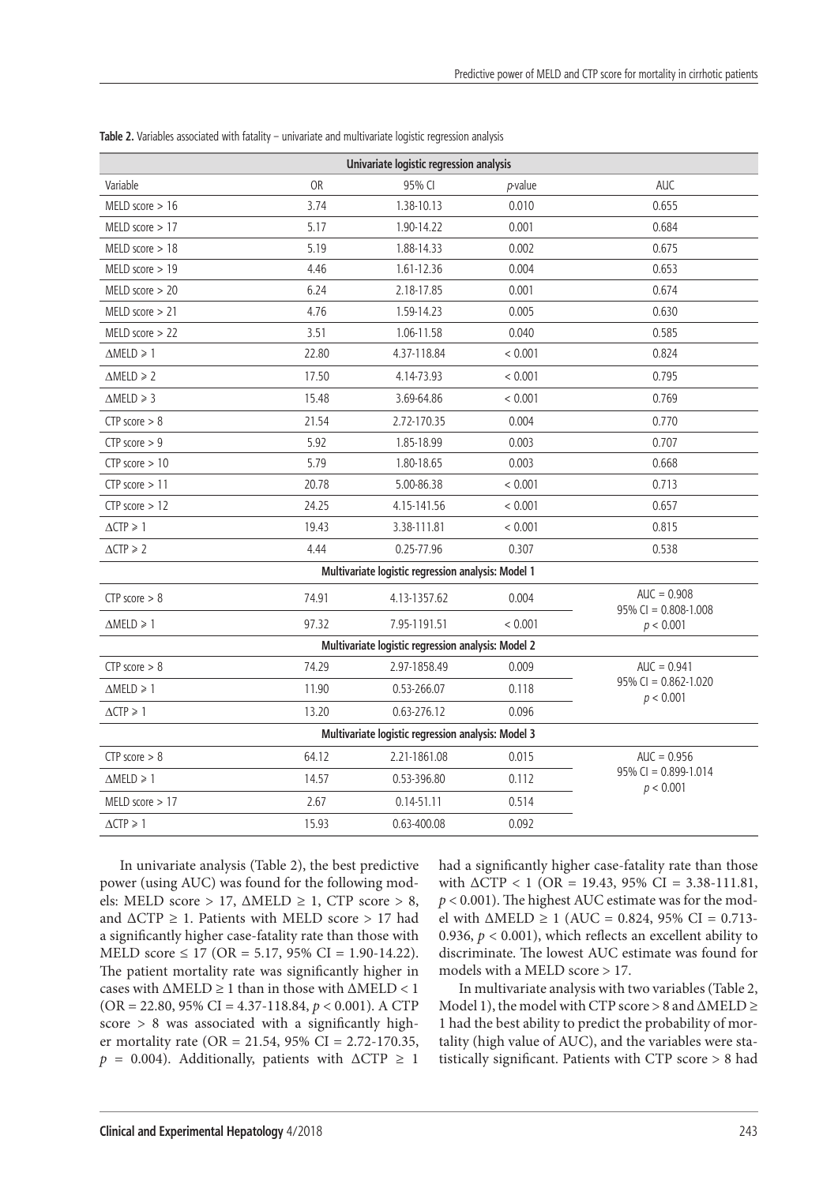**Table 2.** Variables associated with fatality – univariate and multivariate logistic regression analysis

| Univariate logistic regression analysis | | | | |
|---|---|---|---|---|
| Variable | OR | 95% CI | *p*-value | AUC |
| MELD score > 16 | 3.74 | 1.38-10.13 | 0.010 | 0.655 |
| MELD score > 17 | 5.17 | 1.90-14.22 | 0.001 | 0.684 |
| MELD score > 18 | 5.19 | 1.88-14.33 | 0.002 | 0.675 |
| MELD score > 19 | 4.46 | 1.61-12.36 | 0.004 | 0.653 |
| MELD score > 20 | 6.24 | 2.18-17.85 | 0.001 | 0.674 |
| MELD score > 21 | 4.76 | 1.59-14.23 | 0.005 | 0.630 |
| MELD score > 22 | 3.51 | 1.06-11.58 | 0.040 | 0.585 |
| ΔMELD ≥ 1 | 22.80 | 4.37-118.84 | < 0.001 | 0.824 |
| ΔMELD ≥ 2 | 17.50 | 4.14-73.93 | < 0.001 | 0.795 |
| ΔMELD ≥ 3 | 15.48 | 3.69-64.86 | < 0.001 | 0.769 |
| CTP score > 8 | 21.54 | 2.72-170.35 | 0.004 | 0.770 |
| CTP score > 9 | 5.92 | 1.85-18.99 | 0.003 | 0.707 |
| CTP score > 10 | 5.79 | 1.80-18.65 | 0.003 | 0.668 |
| CTP score > 11 | 20.78 | 5.00-86.38 | < 0.001 | 0.713 |
| CTP score > 12 | 24.25 | 4.15-141.56 | < 0.001 | 0.657 |
| ΔCTP ≥ 1 | 19.43 | 3.38-111.81 | < 0.001 | 0.815 |
| ΔCTP ≥ 2 | 4.44 | 0.25-77.96 | 0.307 | 0.538 |
| **Multivariate logistic regression analysis: Model 1** | | | | |
| CTP score > 8 | 74.91 | 4.13-1357.62 | 0.004 | AUC = 0.908<br>95% CI = 0.808-1.008<br>*p* < 0.001 |
| ΔMELD ≥ 1 | 97.32 | 7.95-1191.51 | < 0.001 | |
| **Multivariate logistic regression analysis: Model 2** | | | | |
| CTP score > 8 | 74.29 | 2.97-1858.49 | 0.009 | AUC = 0.941<br>95% CI = 0.862-1.020<br>*p* < 0.001 |
| ΔMELD ≥ 1 | 11.90 | 0.53-266.07 | 0.118 | |
| ΔCTP ≥ 1 | 13.20 | 0.63-276.12 | 0.096 | |
| **Multivariate logistic regression analysis: Model 3** | | | | |
| CTP score > 8 | 64.12 | 2.21-1861.08 | 0.015 | AUC = 0.956<br>95% CI = 0.899-1.014<br>*p* < 0.001 |
| ΔMELD ≥ 1 | 14.57 | 0.53-396.80 | 0.112 | |
| MELD score > 17 | 2.67 | 0.14-51.11 | 0.514 | |
| ΔCTP ≥ 1 | 15.93 | 0.63-400.08 | 0.092 | |

In univariate analysis (Table 2), the best predictive power (using AUC) was found for the following models: MELD score > 17, ΔMELD ≥ 1, CTP score > 8, and ΔCTP ≥ 1. Patients with MELD score > 17 had a significantly higher case-fatality rate than those with MELD score ≤ 17 (OR = 5.17, 95% CI = 1.90-14.22). The patient mortality rate was significantly higher in cases with ΔMELD ≥ 1 than in those with ΔMELD < 1 (OR = 22.80, 95% CI = 4.37-118.84, $p < 0.001$). A CTP score > 8 was associated with a significantly higher mortality rate (OR = 21.54, 95% CI = 2.72-170.35, $p = 0.004$). Additionally, patients with ΔCTP ≥ 1 had a significantly higher case-fatality rate than those with ΔCTP < 1 (OR = 19.43, 95% CI = 3.38-111.81, $p < 0.001$). The highest AUC estimate was for the model with ΔMELD ≥ 1 (AUC = 0.824, 95% CI = 0.713-0.936, $p < 0.001$), which reflects an excellent ability to discriminate. The lowest AUC estimate was found for models with a MELD score > 17.

In multivariate analysis with two variables (Table 2, Model 1), the model with CTP score > 8 and ΔMELD ≥ 1 had the best ability to predict the probability of mortality (high value of AUC), and the variables were statistically significant. Patients with CTP score > 8 had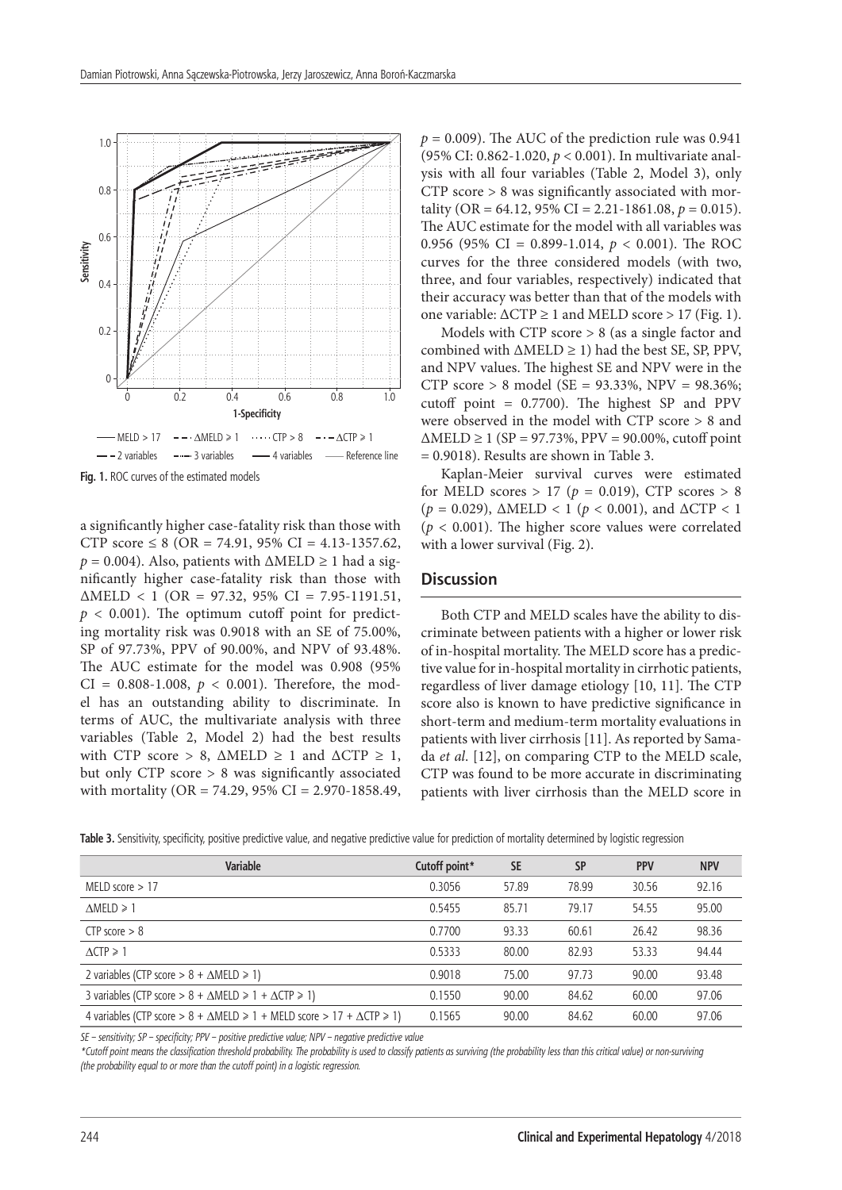Fig. 1. ROC curves of the estimated models

a significantly higher case-fatality risk than those with CTP score ≤ 8 (OR = 74.91, 95% CI = 4.13-1357.62, $p = 0.004$). Also, patients with ΔMELD ≥ 1 had a significantly higher case-fatality risk than those with ΔMELD < 1 (OR = 97.32, 95% CI = 7.95-1191.51, $p < 0.001$). The optimum cutoff point for predicting mortality risk was 0.9018 with an SE of 75.00%, SP of 97.73%, PPV of 90.00%, and NPV of 93.48%. The AUC estimate for the model was 0.908 (95% CI = 0.808-1.008, $p < 0.001$). Therefore, the model has an outstanding ability to discriminate. In terms of AUC, the multivariate analysis with three variables (Table 2, Model 2) had the best results with CTP score > 8, ΔMELD ≥ 1 and ΔCTP ≥ 1, but only CTP score > 8 was significantly associated with mortality (OR = 74.29, 95% CI = 2.970-1858.49, $p = 0.009$). The AUC of the prediction rule was 0.941 (95% CI: 0.862-1.020, $p < 0.001$). In multivariate analysis with all four variables (Table 2, Model 3), only CTP score > 8 was significantly associated with mortality (OR = 64.12, 95% CI = 2.21-1861.08, $p = 0.015$). The AUC estimate for the model with all variables was 0.956 (95% CI = 0.899-1.014, $p < 0.001$). The ROC curves for the three considered models (with two, three, and four variables, respectively) indicated that their accuracy was better than that of the models with one variable: ΔCTP ≥ 1 and MELD score > 17 (Fig. 1).

Models with CTP score > 8 (as a single factor and combined with ΔMELD ≥ 1) had the best SE, SP, PPV, and NPV values. The highest SE and NPV were in the CTP score > 8 model (SE = 93.33%, NPV = 98.36%; cutoff point = 0.7700). The highest SP and PPV were observed in the model with CTP score > 8 and ΔMELD ≥ 1 (SP = 97.73%, PPV = 90.00%, cutoff point = 0.9018). Results are shown in Table 3.

Kaplan-Meier survival curves were estimated for MELD scores > 17 ($p = 0.019$), CTP scores > 8 ($p = 0.029$), ΔMELD < 1 ($p < 0.001$), and ΔCTP < 1 ($p < 0.001$). The higher score values were correlated with a lower survival (Fig. 2).

## Discussion

Both CTP and MELD scales have the ability to discriminate between patients with a higher or lower risk of in-hospital mortality. The MELD score has a predictive value for in-hospital mortality in cirrhotic patients, regardless of liver damage etiology [10, 11]. The CTP score also is known to have predictive significance in short-term and medium-term mortality evaluations in patients with liver cirrhosis [11]. As reported by Samada *et al.* [12], on comparing CTP to the MELD scale, CTP was found to be more accurate in discriminating patients with liver cirrhosis than the MELD score in

**Table 3.** Sensitivity, specificity, positive predictive value, and negative predictive value for prediction of mortality determined by logistic regression

| Variable | Cutoff point* | SE | SP | PPV | NPV |
|---|---|---|---|---|---|
| MELD score > 17 | 0.3056 | 57.89 | 78.99 | 30.56 | 92.16 |
| ΔMELD ≥ 1 | 0.5455 | 85.71 | 79.17 | 54.55 | 95.00 |
| CTP score > 8 | 0.7700 | 93.33 | 60.61 | 26.42 | 98.36 |
| ΔCTP ≥ 1 | 0.5333 | 80.00 | 82.93 | 53.33 | 94.44 |
| 2 variables (CTP score > 8 + ΔMELD ≥ 1) | 0.9018 | 75.00 | 97.73 | 90.00 | 93.48 |
| 3 variables (CTP score > 8 + ΔMELD ≥ 1 + ΔCTP ≥ 1) | 0.1550 | 90.00 | 84.62 | 60.00 | 97.06 |
| 4 variables (CTP score > 8 + ΔMELD ≥ 1 + MELD score > 17 + ΔCTP ≥ 1) | 0.1565 | 90.00 | 84.62 | 60.00 | 97.06 |

*SE – sensitivity; SP – specificity; PPV – positive predictive value; NPV – negative predictive value*

*\*Cutoff point means the classification threshold probability. The probability is used to classify patients as surviving (the probability less than this critical value) or non-surviving (the probability equal to or more than the cutoff point) in a logistic regression.*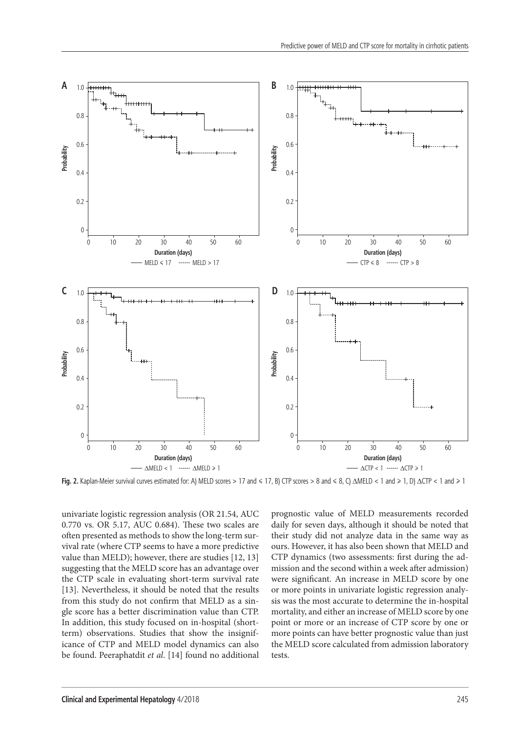Fig. 2. Kaplan-Meier survival curves estimated for: A) MELD scores > 17 and ≤ 17, B) CTP scores > 8 and ≤ 8, C) ΔMELD < 1 and ≥ 1, D) ΔCTP < 1 and ≥ 1

univariate logistic regression analysis (OR 21.54, AUC 0.770 vs. OR 5.17, AUC 0.684). These two scales are often presented as methods to show the long-term survival rate (where CTP seems to have a more predictive value than MELD); however, there are studies [12, 13] suggesting that the MELD score has an advantage over the CTP scale in evaluating short-term survival rate [13]. Nevertheless, it should be noted that the results from this study do not confirm that MELD as a single score has a better discrimination value than CTP. In addition, this study focused on in-hospital (short-term) observations. Studies that show the insignificance of CTP and MELD model dynamics can also be found. Peeraphatdit *et al*. [14] found no additional prognostic value of MELD measurements recorded daily for seven days, although it should be noted that their study did not analyze data in the same way as ours. However, it has also been shown that MELD and CTP dynamics (two assessments: first during the admission and the second within a week after admission) were significant. An increase in MELD score by one or more points in univariate logistic regression analysis was the most accurate to determine the in-hospital mortality, and either an increase of MELD score by one point or more or an increase of CTP score by one or more points can have better prognostic value than just the MELD score calculated from admission laboratory tests.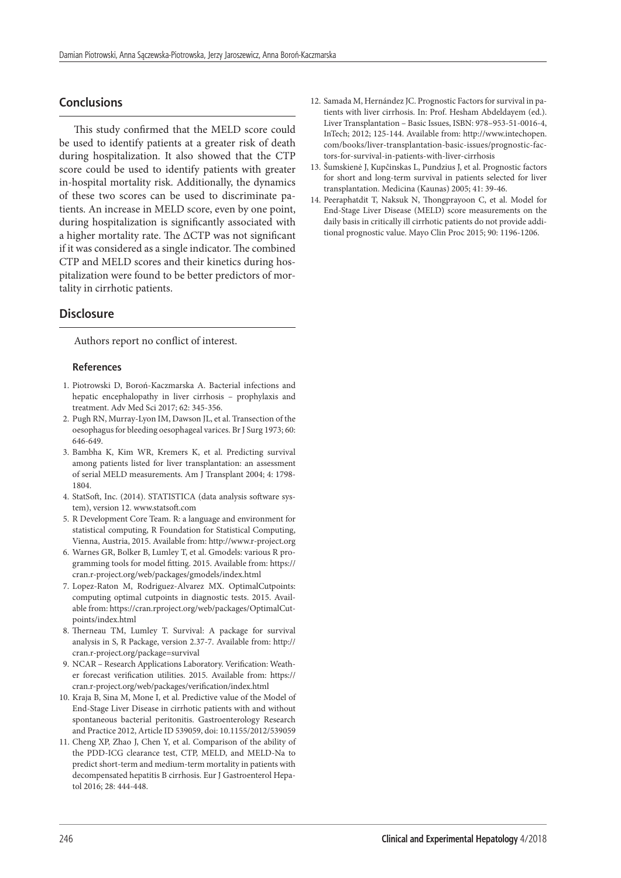## Conclusions

This study confirmed that the MELD score could be used to identify patients at a greater risk of death during hospitalization. It also showed that the CTP score could be used to identify patients with greater in-hospital mortality risk. Additionally, the dynamics of these two scores can be used to discriminate patients. An increase in MELD score, even by one point, during hospitalization is significantly associated with a higher mortality rate. The ΔCTP was not significant if it was considered as a single indicator. The combined CTP and MELD scores and their kinetics during hospitalization were found to be better predictors of mortality in cirrhotic patients.

## Disclosure

Authors report no conflict of interest.

### References

1. Piotrowski D, Boroń-Kaczmarska A. Bacterial infections and hepatic encephalopathy in liver cirrhosis – prophylaxis and treatment. Adv Med Sci 2017; 62: 345-356.
2. Pugh RN, Murray-Lyon IM, Dawson JL, et al. Transection of the oesophagus for bleeding oesophageal varices. Br J Surg 1973; 60: 646-649.
3. Bambha K, Kim WR, Kremers K, et al. Predicting survival among patients listed for liver transplantation: an assessment of serial MELD measurements. Am J Transplant 2004; 4: 1798-1804.
4. StatSoft, Inc. (2014). STATISTICA (data analysis software system), version 12. www.statsoft.com
5. R Development Core Team. R: a language and environment for statistical computing, R Foundation for Statistical Computing, Vienna, Austria, 2015. Available from: http://www.r-project.org
6. Warnes GR, Bolker B, Lumley T, et al. Gmodels: various R programming tools for model fitting. 2015. Available from: https://cran.r-project.org/web/packages/gmodels/index.html
7. Lopez-Raton M, Rodriguez-Alvarez MX. OptimalCutpoints: computing optimal cutpoints in diagnostic tests. 2015. Available from: https://cran.rproject.org/web/packages/OptimalCutpoints/index.html
8. Therneau TM, Lumley T. Survival: A package for survival analysis in S, R Package, version 2.37-7. Available from: http://cran.r-project.org/package=survival
9. NCAR – Research Applications Laboratory. Verification: Weather forecast verification utilities. 2015. Available from: https://cran.r-project.org/web/packages/verification/index.html
10. Kraja B, Sina M, Mone I, et al. Predictive value of the Model of End-Stage Liver Disease in cirrhotic patients with and without spontaneous bacterial peritonitis. Gastroenterology Research and Practice 2012, Article ID 539059, doi: 10.1155/2012/539059
11. Cheng XP, Zhao J, Chen Y, et al. Comparison of the ability of the PDD-ICG clearance test, CTP, MELD, and MELD-Na to predict short-term and medium-term mortality in patients with decompensated hepatitis B cirrhosis. Eur J Gastroenterol Hepatol 2016; 28: 444-448.
12. Samada M, Hernández JC. Prognostic Factors for survival in patients with liver cirrhosis. In: Prof. Hesham Abdeldayem (ed.). Liver Transplantation – Basic Issues, ISBN: 978–953-51-0016-4, InTech; 2012; 125-144. Available from: http://www.intechopen.com/books/liver-transplantation-basic-issues/prognostic-factors-for-survival-in-patients-with-liver-cirrhosis
13. Šumskienė J, Kupčinskas L, Pundzius J, et al. Prognostic factors for short and long-term survival in patients selected for liver transplantation. Medicina (Kaunas) 2005; 41: 39-46.
14. Peeraphatdit T, Naksuk N, Thongprayoon C, et al. Model for End-Stage Liver Disease (MELD) score measurements on the daily basis in critically ill cirrhotic patients do not provide additional prognostic value. Mayo Clin Proc 2015; 90: 1196-1206.